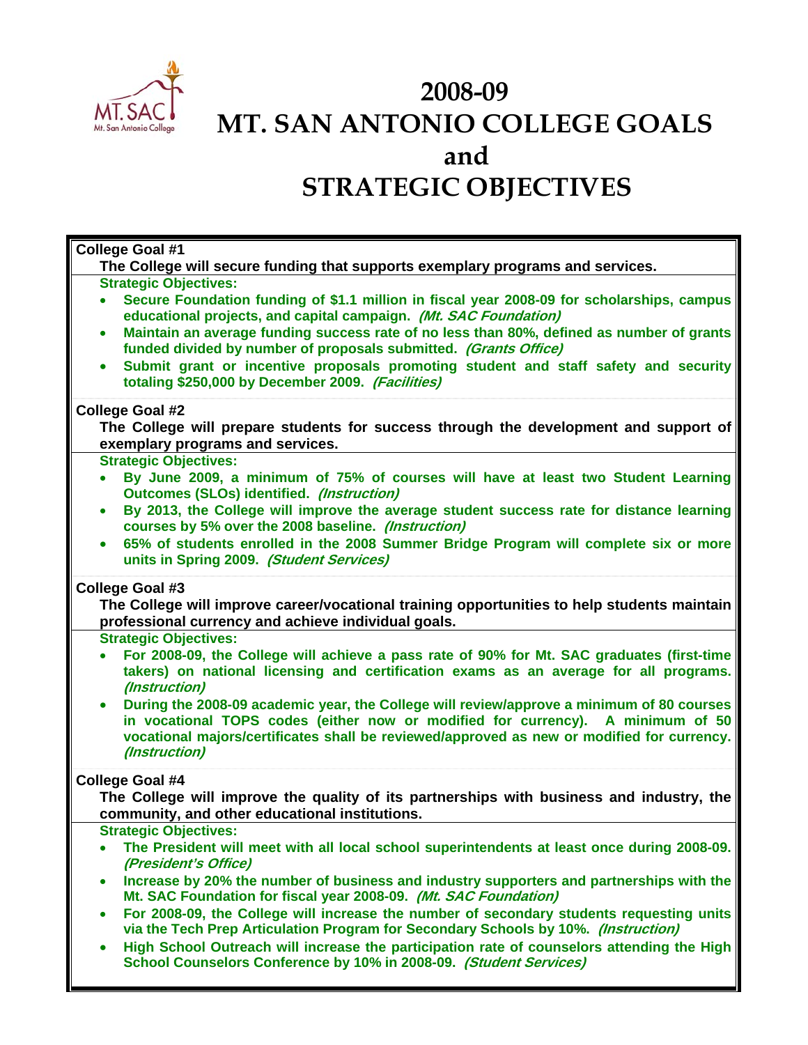# 2008-09 MT. SAN ANTONIO COLLEGE GOALS and STRATEGIC OBJECTIVES

**College Goal #1**

**The College will secure funding that supports exemplary programs and services.**

**Strategic Objectives:**

- **Secure Foundation funding of $1.1 million in fiscal year 2008-09 for scholarships, campus educational projects, and capital campaign.** ***(Mt. SAC Foundation)***
- **Maintain an average funding success rate of no less than 80%, defined as number of grants funded divided by number of proposals submitted.** ***(Grants Office)***
- **Submit grant or incentive proposals promoting student and staff safety and security totaling $250,000 by December 2009.** ***(Facilities)***

**College Goal #2**

**The College will prepare students for success through the development and support of exemplary programs and services.**

**Strategic Objectives:**

- **By June 2009, a minimum of 75% of courses will have at least two Student Learning Outcomes (SLOs) identified.** ***(Instruction)***
- **By 2013, the College will improve the average student success rate for distance learning courses by 5% over the 2008 baseline.** ***(Instruction)***
- **65% of students enrolled in the 2008 Summer Bridge Program will complete six or more units in Spring 2009.** ***(Student Services)***

**College Goal #3**

**The College will improve career/vocational training opportunities to help students maintain professional currency and achieve individual goals.**

**Strategic Objectives:**

- **For 2008-09, the College will achieve a pass rate of 90% for Mt. SAC graduates (first-time takers) on national licensing and certification exams as an average for all programs.** ***(Instruction)***
- **During the 2008-09 academic year, the College will review/approve a minimum of 80 courses in vocational TOPS codes (either now or modified for currency). A minimum of 50 vocational majors/certificates shall be reviewed/approved as new or modified for currency.** ***(Instruction)***

**College Goal #4**

**The College will improve the quality of its partnerships with business and industry, the community, and other educational institutions.**

**Strategic Objectives:**

- **The President will meet with all local school superintendents at least once during 2008-09.** ***(President's Office)***
- **Increase by 20% the number of business and industry supporters and partnerships with the Mt. SAC Foundation for fiscal year 2008-09.** ***(Mt. SAC Foundation)***
- **For 2008-09, the College will increase the number of secondary students requesting units via the Tech Prep Articulation Program for Secondary Schools by 10%.** ***(Instruction)***
- **High School Outreach will increase the participation rate of counselors attending the High School Counselors Conference by 10% in 2008-09.** ***(Student Services)***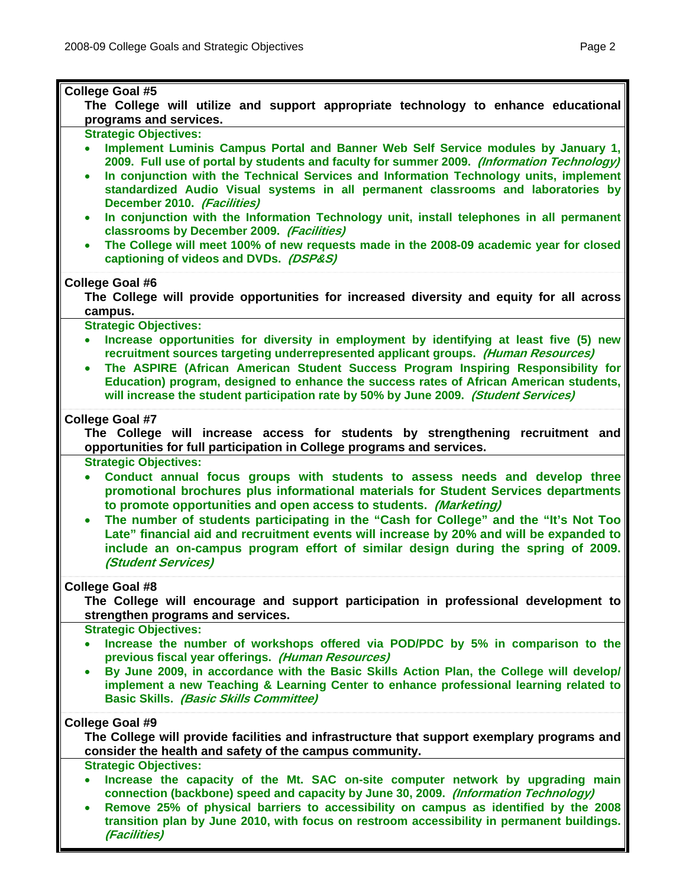**College Goal #5**

**The College will utilize and support appropriate technology to enhance educational programs and services.**

**Strategic Objectives:**

- **Implement Luminis Campus Portal and Banner Web Self Service modules by January 1, 2009. Full use of portal by students and faculty for summer 2009.** ***(Information Technology)***
- **In conjunction with the Technical Services and Information Technology units, implement standardized Audio Visual systems in all permanent classrooms and laboratories by December 2010.** ***(Facilities)***
- **In conjunction with the Information Technology unit, install telephones in all permanent classrooms by December 2009.** ***(Facilities)***
- **The College will meet 100% of new requests made in the 2008-09 academic year for closed captioning of videos and DVDs.** ***(DSP&S)***

**College Goal #6**

**The College will provide opportunities for increased diversity and equity for all across campus.**

**Strategic Objectives:**

- **Increase opportunities for diversity in employment by identifying at least five (5) new recruitment sources targeting underrepresented applicant groups.** ***(Human Resources)***
- **The ASPIRE (African American Student Success Program Inspiring Responsibility for Education) program, designed to enhance the success rates of African American students, will increase the student participation rate by 50% by June 2009.** ***(Student Services)***

**College Goal #7**

**The College will increase access for students by strengthening recruitment and opportunities for full participation in College programs and services.**

**Strategic Objectives:**

- **Conduct annual focus groups with students to assess needs and develop three promotional brochures plus informational materials for Student Services departments to promote opportunities and open access to students.** ***(Marketing)***
- **The number of students participating in the "Cash for College" and the "It's Not Too Late" financial aid and recruitment events will increase by 20% and will be expanded to include an on-campus program effort of similar design during the spring of 2009.** ***(Student Services)***

**College Goal #8**

**The College will encourage and support participation in professional development to strengthen programs and services.**

**Strategic Objectives:**

- **Increase the number of workshops offered via POD/PDC by 5% in comparison to the previous fiscal year offerings.** ***(Human Resources)***
- **By June 2009, in accordance with the Basic Skills Action Plan, the College will develop/implement a new Teaching & Learning Center to enhance professional learning related to Basic Skills.** ***(Basic Skills Committee)***

**College Goal #9**

**The College will provide facilities and infrastructure that support exemplary programs and consider the health and safety of the campus community.**

**Strategic Objectives:**

- **Increase the capacity of the Mt. SAC on-site computer network by upgrading main connection (backbone) speed and capacity by June 30, 2009.** ***(Information Technology)***
- **Remove 25% of physical barriers to accessibility on campus as identified by the 2008 transition plan by June 2010, with focus on restroom accessibility in permanent buildings.** ***(Facilities)***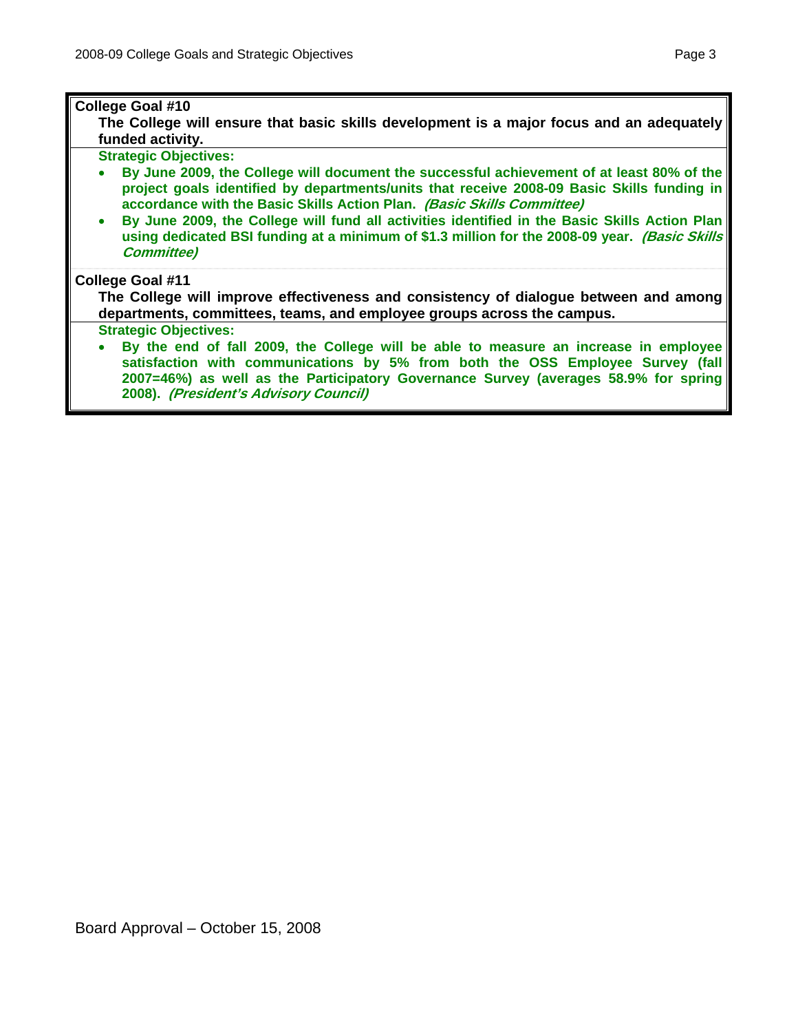**College Goal #10**

**The College will ensure that basic skills development is a major focus and an adequately funded activity.**

**Strategic Objectives:**

- **By June 2009, the College will document the successful achievement of at least 80% of the project goals identified by departments/units that receive 2008-09 Basic Skills funding in accordance with the Basic Skills Action Plan.** ***(Basic Skills Committee)***
- **By June 2009, the College will fund all activities identified in the Basic Skills Action Plan using dedicated BSI funding at a minimum of $1.3 million for the 2008-09 year.** ***(Basic Skills Committee)***

**College Goal #11**

**The College will improve effectiveness and consistency of dialogue between and among departments, committees, teams, and employee groups across the campus.**

**Strategic Objectives:**

- **By the end of fall 2009, the College will be able to measure an increase in employee satisfaction with communications by 5% from both the OSS Employee Survey (fall 2007=46%) as well as the Participatory Governance Survey (averages 58.9% for spring 2008).** ***(President's Advisory Council)***

Board Approval – October 15, 2008